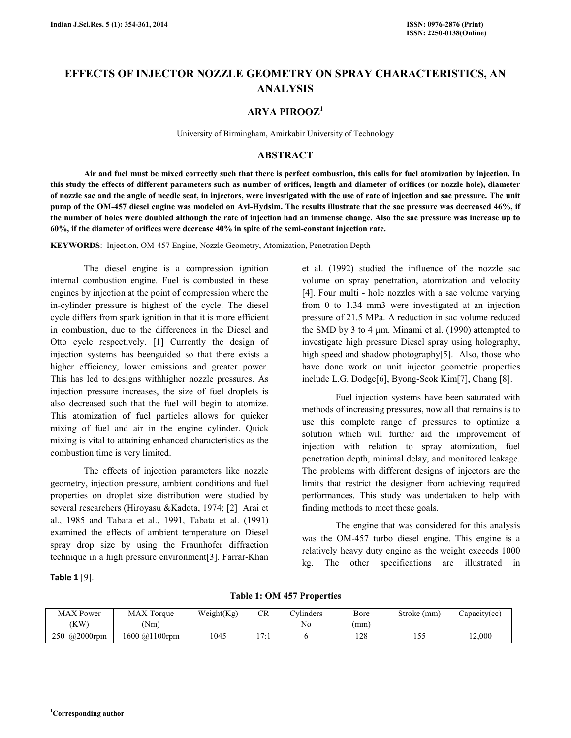# EFFECTS OF INJECTOR NOZZLE GEOMETRY ON SPRAY CHARACTERISTICS, AN ANALYSIS

## ARYA PIROOZ[1]

University of Birmingham, Amirkabir University of Technology

## ABSTRACT

**Air and fuel must be mixed correctly such that there is perfect combustion, this calls for fuel atomization by injection. In this study the effects of different parameters such as number of orifices, length and diameter of orifices (or nozzle hole), diameter of nozzle sac and the angle of needle seat, in injectors, were investigated with the use of rate of injection and sac pressure. The unit pump of the OM-457 diesel engine was modeled on Avl-Hydsim. The results illustrate that the sac pressure was decreased 46%, if the number of holes were doubled although the rate of injection had an immense change. Also the sac pressure was increase up to 60%, if the diameter of orifices were decrease 40% in spite of the semi-constant injection rate.**

**KEYWORDS**: Injection, OM-457 Engine, Nozzle Geometry, Atomization, Penetration Depth

The diesel engine is a compression ignition internal combustion engine. Fuel is combusted in these engines by injection at the point of compression where the in-cylinder pressure is highest of the cycle. The diesel cycle differs from spark ignition in that it is more efficient in combustion, due to the differences in the Diesel and Otto cycle respectively. [1] Currently the design of injection systems has beenguided so that there exists a higher efficiency, lower emissions and greater power. This has led to designs withhigher nozzle pressures. As injection pressure increases, the size of fuel droplets is also decreased such that the fuel will begin to atomize. This atomization of fuel particles allows for quicker mixing of fuel and air in the engine cylinder. Quick mixing is vital to attaining enhanced characteristics as the combustion time is very limited.

The effects of injection parameters like nozzle geometry, injection pressure, ambient conditions and fuel properties on droplet size distribution were studied by several researchers (Hiroyasu &Kadota, 1974; [2] Arai et al., 1985 and Tabata et al., 1991, Tabata et al. (1991) examined the effects of ambient temperature on Diesel spray drop size by using the Fraunhofer diffraction technique in a high pressure environment[3]. Farrar-Khan et al. (1992) studied the influence of the nozzle sac volume on spray penetration, atomization and velocity [4]. Four multi - hole nozzles with a sac volume varying from 0 to 1.34 mm3 were investigated at an injection pressure of 21.5 MPa. A reduction in sac volume reduced the SMD by 3 to 4 µm. Minami et al. (1990) attempted to investigate high pressure Diesel spray using holography, high speed and shadow photography[5]. Also, those who have done work on unit injector geometric properties include L.G. Dodge[6], Byong-Seok Kim[7], Chang [8].

Fuel injection systems have been saturated with methods of increasing pressures, now all that remains is to use this complete range of pressures to optimize a solution which will further aid the improvement of injection with relation to spray atomization, fuel penetration depth, minimal delay, and monitored leakage. The problems with different designs of injectors are the limits that restrict the designer from achieving required performances. This study was undertaken to help with finding methods to meet these goals.

The engine that was considered for this analysis was the OM-457 turbo diesel engine. This engine is a relatively heavy duty engine as the weight exceeds 1000 kg. The other specifications are illustrated in **Table 1** [9].

**Table 1: OM 457 Properties**

| MAX Power (KW) | MAX Torque (Nm) | Weight(Kg) | CR | Cylinders No | Bore (mm) | Stroke (mm) | Capacity(cc) |
|---|---|---|---|---|---|---|---|
| 250 @2000rpm | 1600 @1100rpm | 1045 | 17:1 | 6 | 128 | 155 | 12,000 |

[1]Corresponding author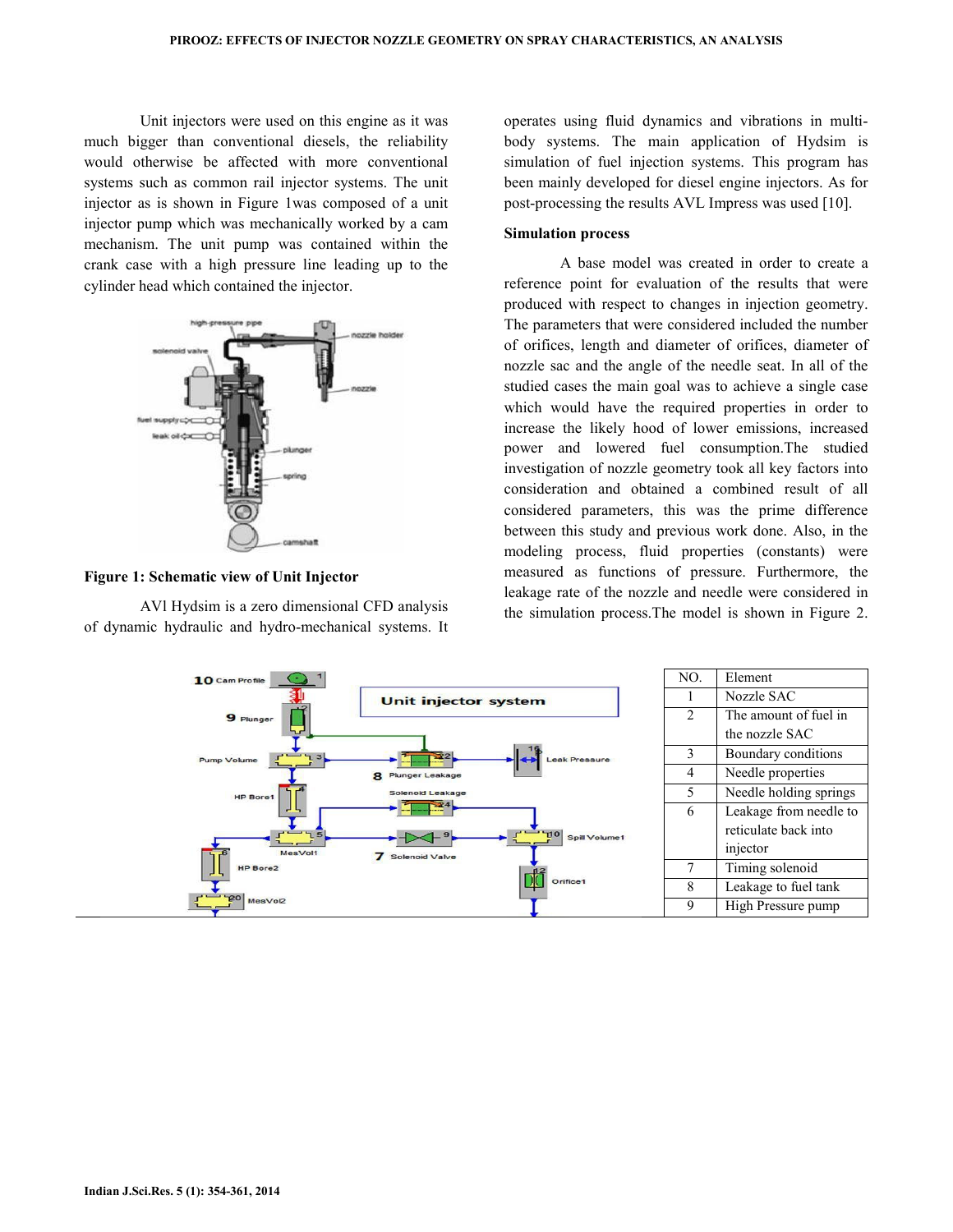Unit injectors were used on this engine as it was much bigger than conventional diesels, the reliability would otherwise be affected with more conventional systems such as common rail injector systems. The unit injector as is shown in Figure 1was composed of a unit injector pump which was mechanically worked by a cam mechanism. The unit pump was contained within the crank case with a high pressure line leading up to the cylinder head which contained the injector.

**Figure 1: Schematic view of Unit Injector**

AVl Hydsim is a zero dimensional CFD analysis of dynamic hydraulic and hydro-mechanical systems. It operates using fluid dynamics and vibrations in multi-body systems. The main application of Hydsim is simulation of fuel injection systems. This program has been mainly developed for diesel engine injectors. As for post-processing the results AVL Impress was used [10].

**Simulation process**

A base model was created in order to create a reference point for evaluation of the results that were produced with respect to changes in injection geometry. The parameters that were considered included the number of orifices, length and diameter of orifices, diameter of nozzle sac and the angle of the needle seat. In all of the studied cases the main goal was to achieve a single case which would have the required properties in order to increase the likely hood of lower emissions, increased power and lowered fuel consumption.The studied investigation of nozzle geometry took all key factors into consideration and obtained a combined result of all considered parameters, this was the prime difference between this study and previous work done. Also, in the modeling process, fluid properties (constants) were measured as functions of pressure. Furthermore, the leakage rate of the nozzle and needle were considered in the simulation process.The model is shown in Figure 2.

| NO. | Element |
|---|---|
| 1 | Nozzle SAC |
| 2 | The amount of fuel in the nozzle SAC |
| 3 | Boundary conditions |
| 4 | Needle properties |
| 5 | Needle holding springs |
| 6 | Leakage from needle to reticulate back into injector |
| 7 | Timing solenoid |
| 8 | Leakage to fuel tank |
| 9 | High Pressure pump |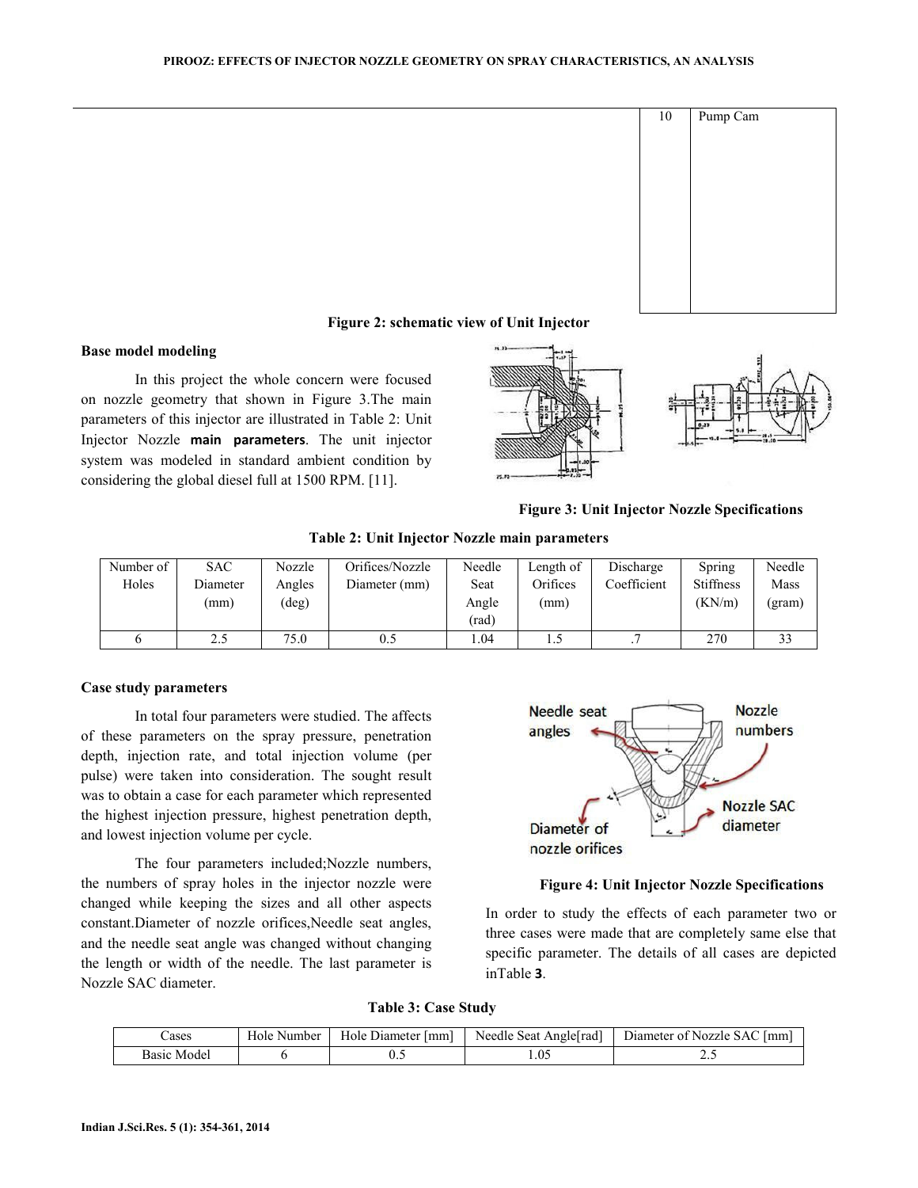| 10 | Pump Cam |
|---|---|

**Figure 2: schematic view of Unit Injector**

### Base model modeling

In this project the whole concern were focused on nozzle geometry that shown in Figure 3.The main parameters of this injector are illustrated in Table 2: Unit Injector Nozzle **main parameters**. The unit injector system was modeled in standard ambient condition by considering the global diesel full at 1500 RPM. [11].

**Figure 3: Unit Injector Nozzle Specifications**

**Table 2: Unit Injector Nozzle main parameters**

| Number of Holes | SAC Diameter (mm) | Nozzle Angles (deg) | Orifices/Nozzle Diameter (mm) | Needle Seat Angle (rad) | Length of Orifices (mm) | Discharge Coefficient | Spring Stiffness (KN/m) | Needle Mass (gram) |
|---|---|---|---|---|---|---|---|---|
| 6 | 2.5 | 75.0 | 0.5 | 1.04 | 1.5 | .7 | 270 | 33 |

### Case study parameters

In total four parameters were studied. The affects of these parameters on the spray pressure, penetration depth, injection rate, and total injection volume (per pulse) were taken into consideration. The sought result was to obtain a case for each parameter which represented the highest injection pressure, highest penetration depth, and lowest injection volume per cycle.

The four parameters included;Nozzle numbers, the numbers of spray holes in the injector nozzle were changed while keeping the sizes and all other aspects constant.Diameter of nozzle orifices,Needle seat angles, and the needle seat angle was changed without changing the length or width of the needle. The last parameter is Nozzle SAC diameter.

**Figure 4: Unit Injector Nozzle Specifications**

In order to study the effects of each parameter two or three cases were made that are completely same else that specific parameter. The details of all cases are depicted inTable **3**.

**Table 3: Case Study**

| Cases | Hole Number | Hole Diameter [mm] | Needle Seat Angle[rad] | Diameter of Nozzle SAC [mm] |
|---|---|---|---|---|
| Basic Model | 6 | 0.5 | 1.05 | 2.5 |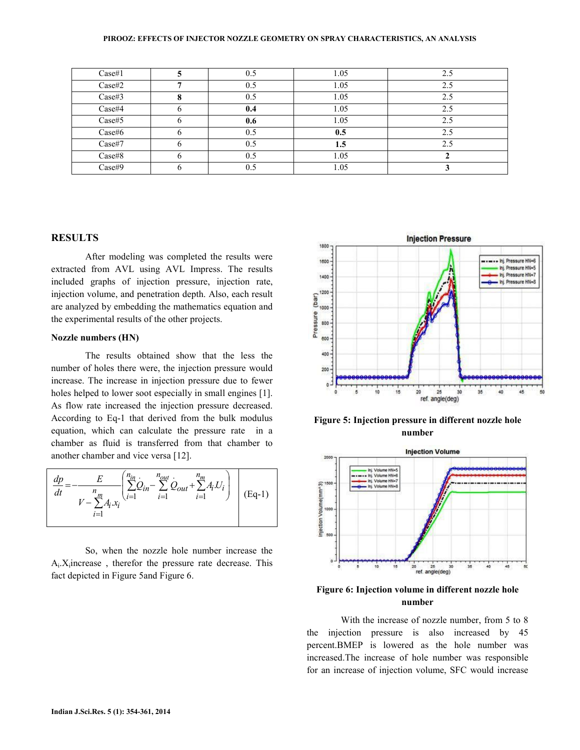| Case#1 | **5** | 0.5 | 1.05 | 2.5 |
|---|---|---|---|---|
| Case#2 | **7** | 0.5 | 1.05 | 2.5 |
| Case#3 | **8** | 0.5 | 1.05 | 2.5 |
| Case#4 | 6 | **0.4** | 1.05 | 2.5 |
| Case#5 | 6 | **0.6** | 1.05 | 2.5 |
| Case#6 | 6 | 0.5 | **0.5** | 2.5 |
| Case#7 | 6 | 0.5 | **1.5** | 2.5 |
| Case#8 | 6 | 0.5 | 1.05 | **2** |
| Case#9 | 6 | 0.5 | 1.05 | **3** |

## RESULTS

After modeling was completed the results were extracted from AVL using AVL Impress. The results included graphs of injection pressure, injection rate, injection volume, and penetration depth. Also, each result are analyzed by embedding the mathematics equation and the experimental results of the other projects.

### Nozzle numbers (HN)

The results obtained show that the less the number of holes there were, the injection pressure would increase. The increase in injection pressure due to fewer holes helped to lower soot especially in small engines [1]. As flow rate increased the injection pressure decreased. According to Eq-1 that derived from the bulk modulus equation, which can calculate the pressure rate in a chamber as fluid is transferred from that chamber to another chamber and vice versa [12].

$$\frac{dp}{dt} = -\frac{E}{V - \sum_{i=1}^{n_m} A_i . x_i} \left( \sum_{i=1}^{n_{in}} \dot{Q}_{in} - \sum_{i=1}^{n_{out}} \dot{Q}_{out} + \sum_{i=1}^{n_m} A_i . U_i \right) \quad \text{(Eq-1)}$$

So, when the nozzle hole number increase the $A_i.X_i$increase , therefor the pressure rate decrease. This fact depicted in Figure 5and Figure 6.

**Figure 5: Injection pressure in different nozzle hole number**

**Figure 6: Injection volume in different nozzle hole number**

With the increase of nozzle number, from 5 to 8 the injection pressure is also increased by 45 percent.BMEP is lowered as the hole number was increased.The increase of hole number was responsible for an increase of injection volume, SFC would increase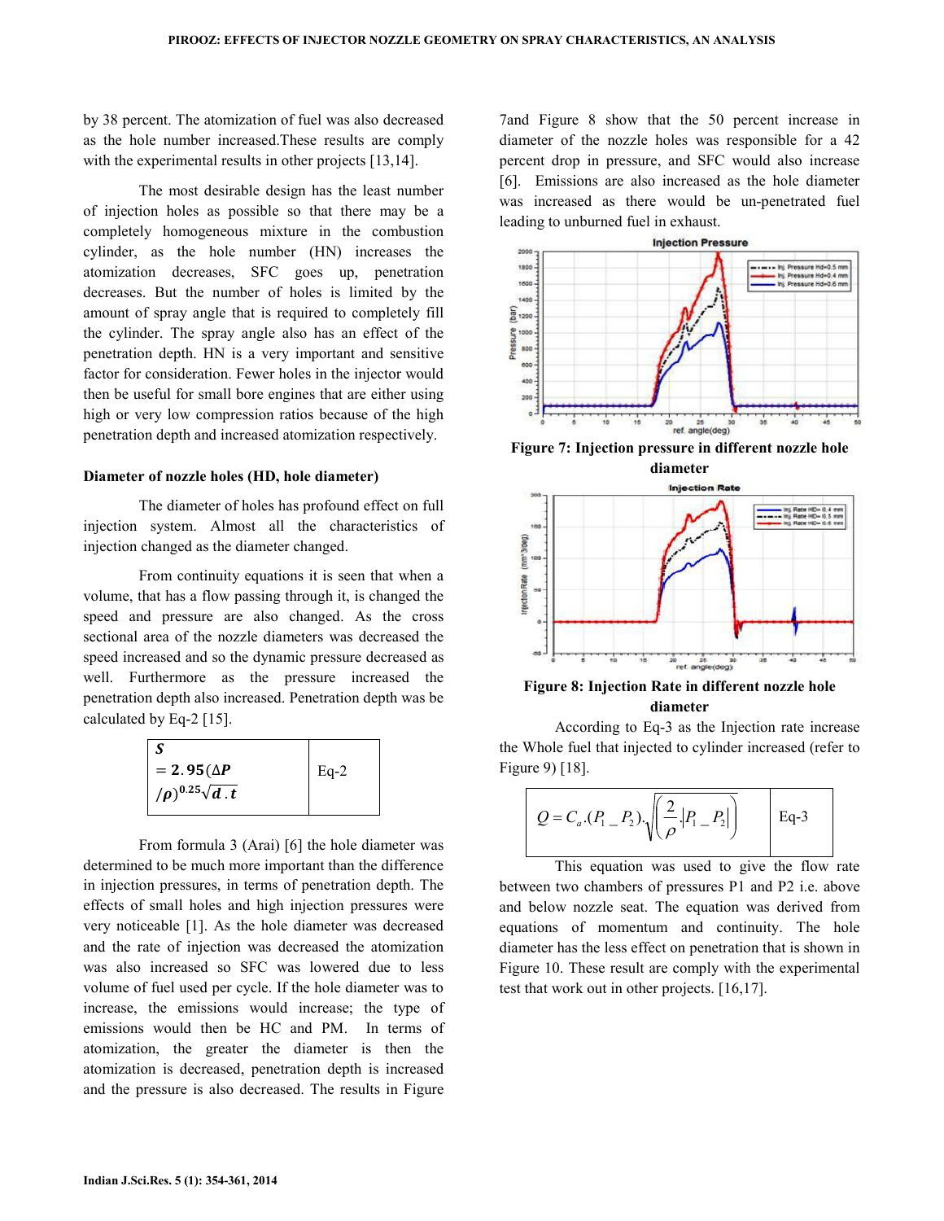by 38 percent. The atomization of fuel was also decreased as the hole number increased.These results are comply with the experimental results in other projects [13,14].

The most desirable design has the least number of injection holes as possible so that there may be a completely homogeneous mixture in the combustion cylinder, as the hole number (HN) increases the atomization decreases, SFC goes up, penetration decreases. But the number of holes is limited by the amount of spray angle that is required to completely fill the cylinder. The spray angle also has an effect of the penetration depth. HN is a very important and sensitive factor for consideration. Fewer holes in the injector would then be useful for small bore engines that are either using high or very low compression ratios because of the high penetration depth and increased atomization respectively.

### Diameter of nozzle holes (HD, hole diameter)

The diameter of holes has profound effect on full injection system. Almost all the characteristics of injection changed as the diameter changed.

From continuity equations it is seen that when a volume, that has a flow passing through it, is changed the speed and pressure are also changed. As the cross sectional area of the nozzle diameters was decreased the speed increased and so the dynamic pressure decreased as well. Furthermore as the pressure increased the penetration depth also increased. Penetration depth was be calculated by Eq-2 [15].

| $$\boldsymbol{S = 2.95(\Delta P/\rho)^{0.25}\sqrt{d.t}}$$ | Eq-2 |
|---|---|

From formula 3 (Arai) [6] the hole diameter was determined to be much more important than the difference in injection pressures, in terms of penetration depth. The effects of small holes and high injection pressures were very noticeable [1]. As the hole diameter was decreased and the rate of injection was decreased the atomization was also increased so SFC was lowered due to less volume of fuel used per cycle. If the hole diameter was to increase, the emissions would increase; the type of emissions would then be HC and PM. In terms of atomization, the greater the diameter is then the atomization is decreased, penetration depth is increased and the pressure is also decreased. The results in Figure 7and Figure 8 show that the 50 percent increase in diameter of the nozzle holes was responsible for a 42 percent drop in pressure, and SFC would also increase [6]. Emissions are also increased as the hole diameter was increased as there would be un-penetrated fuel leading to unburned fuel in exhaust.

**Figure 7: Injection pressure in different nozzle hole diameter**

**Figure 8: Injection Rate in different nozzle hole diameter**

According to Eq-3 as the Injection rate increase the Whole fuel that injected to cylinder increased (refer to Figure 9) [18].

| $$Q = C_a.(P_1 \_ P_2).\sqrt{\left(\frac{2}{\rho}.\left|P_1 \_ P_2\right|\right)}$$ | Eq-3 |
|---|---|

This equation was used to give the flow rate between two chambers of pressures P1 and P2 i.e. above and below nozzle seat. The equation was derived from equations of momentum and continuity. The hole diameter has the less effect on penetration that is shown in Figure 10. These result are comply with the experimental test that work out in other projects. [16,17].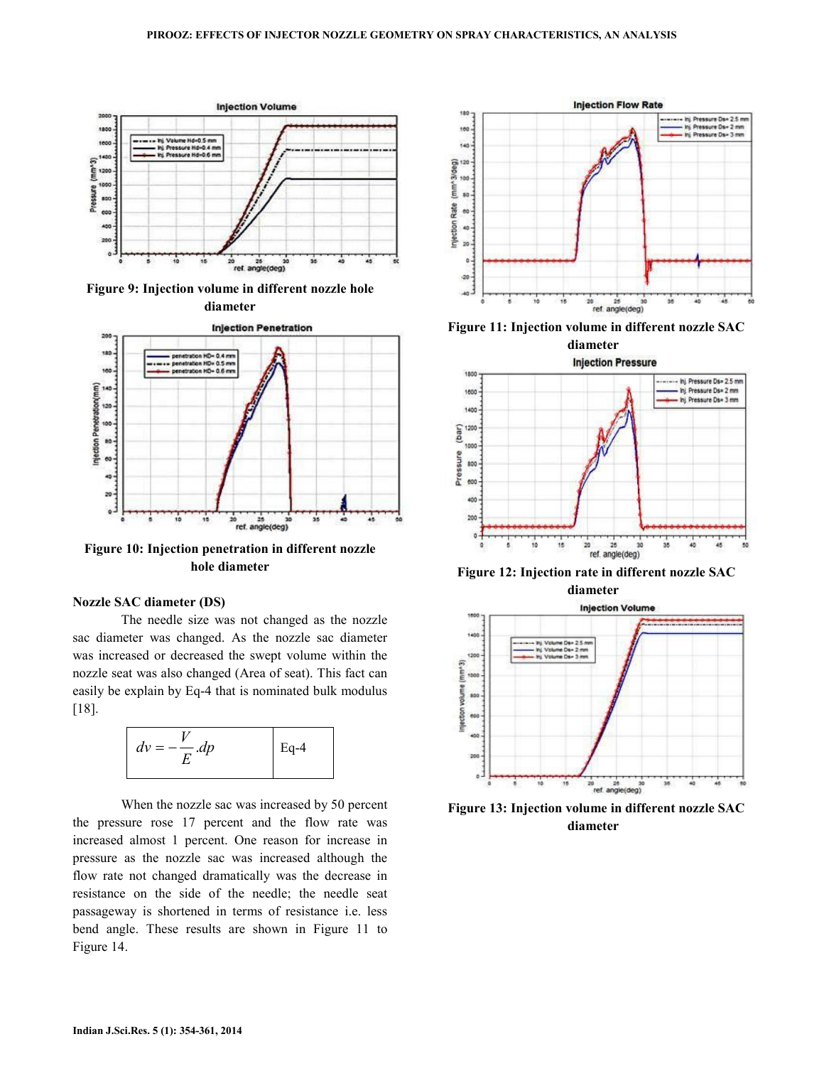Figure 9: Injection volume in different nozzle hole diameter

Figure 10: Injection penetration in different nozzle hole diameter

### Nozzle SAC diameter (DS)

The needle size was not changed as the nozzle sac diameter was changed. As the nozzle sac diameter was increased or decreased the swept volume within the nozzle seat was also changed (Area of seat). This fact can easily be explain by Eq-4 that is nominated bulk modulus [18].

| $dv = -\frac{V}{E}.dp$ | Eq-4 |
|---|---|

When the nozzle sac was increased by 50 percent the pressure rose 17 percent and the flow rate was increased almost 1 percent. One reason for increase in pressure as the nozzle sac was increased although the flow rate not changed dramatically was the decrease in resistance on the side of the needle; the needle seat passageway is shortened in terms of resistance i.e. less bend angle. These results are shown in Figure 11 to Figure 14.

Figure 11: Injection volume in different nozzle SAC diameter

Figure 12: Injection rate in different nozzle SAC diameter

Figure 13: Injection volume in different nozzle SAC diameter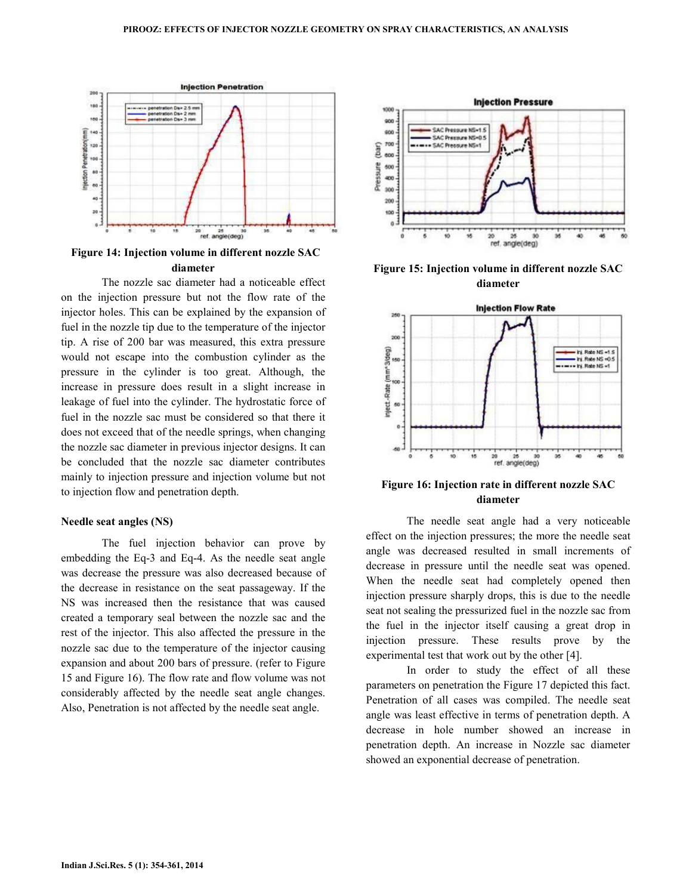**Figure 14: Injection volume in different nozzle SAC diameter**

The nozzle sac diameter had a noticeable effect on the injection pressure but not the flow rate of the injector holes. This can be explained by the expansion of fuel in the nozzle tip due to the temperature of the injector tip. A rise of 200 bar was measured, this extra pressure would not escape into the combustion cylinder as the pressure in the cylinder is too great. Although, the increase in pressure does result in a slight increase in leakage of fuel into the cylinder. The hydrostatic force of fuel in the nozzle sac must be considered so that there it does not exceed that of the needle springs, when changing the nozzle sac diameter in previous injector designs. It can be concluded that the nozzle sac diameter contributes mainly to injection pressure and injection volume but not to injection flow and penetration depth.

**Needle seat angles (NS)**

The fuel injection behavior can prove by embedding the Eq-3 and Eq-4. As the needle seat angle was decrease the pressure was also decreased because of the decrease in resistance on the seat passageway. If the NS was increased then the resistance that was caused created a temporary seal between the nozzle sac and the rest of the injector. This also affected the pressure in the nozzle sac due to the temperature of the injector causing expansion and about 200 bars of pressure. (refer to Figure 15 and Figure 16). The flow rate and flow volume was not considerably affected by the needle seat angle changes. Also, Penetration is not affected by the needle seat angle.

**Figure 15: Injection volume in different nozzle SAC diameter**

**Figure 16: Injection rate in different nozzle SAC diameter**

The needle seat angle had a very noticeable effect on the injection pressures; the more the needle seat angle was decreased resulted in small increments of decrease in pressure until the needle seat was opened. When the needle seat had completely opened then injection pressure sharply drops, this is due to the needle seat not sealing the pressurized fuel in the nozzle sac from the fuel in the injector itself causing a great drop in injection pressure. These results prove by the experimental test that work out by the other [4].

In order to study the effect of all these parameters on penetration the Figure 17 depicted this fact. Penetration of all cases was compiled. The needle seat angle was least effective in terms of penetration depth. A decrease in hole number showed an increase in penetration depth. An increase in Nozzle sac diameter showed an exponential decrease of penetration.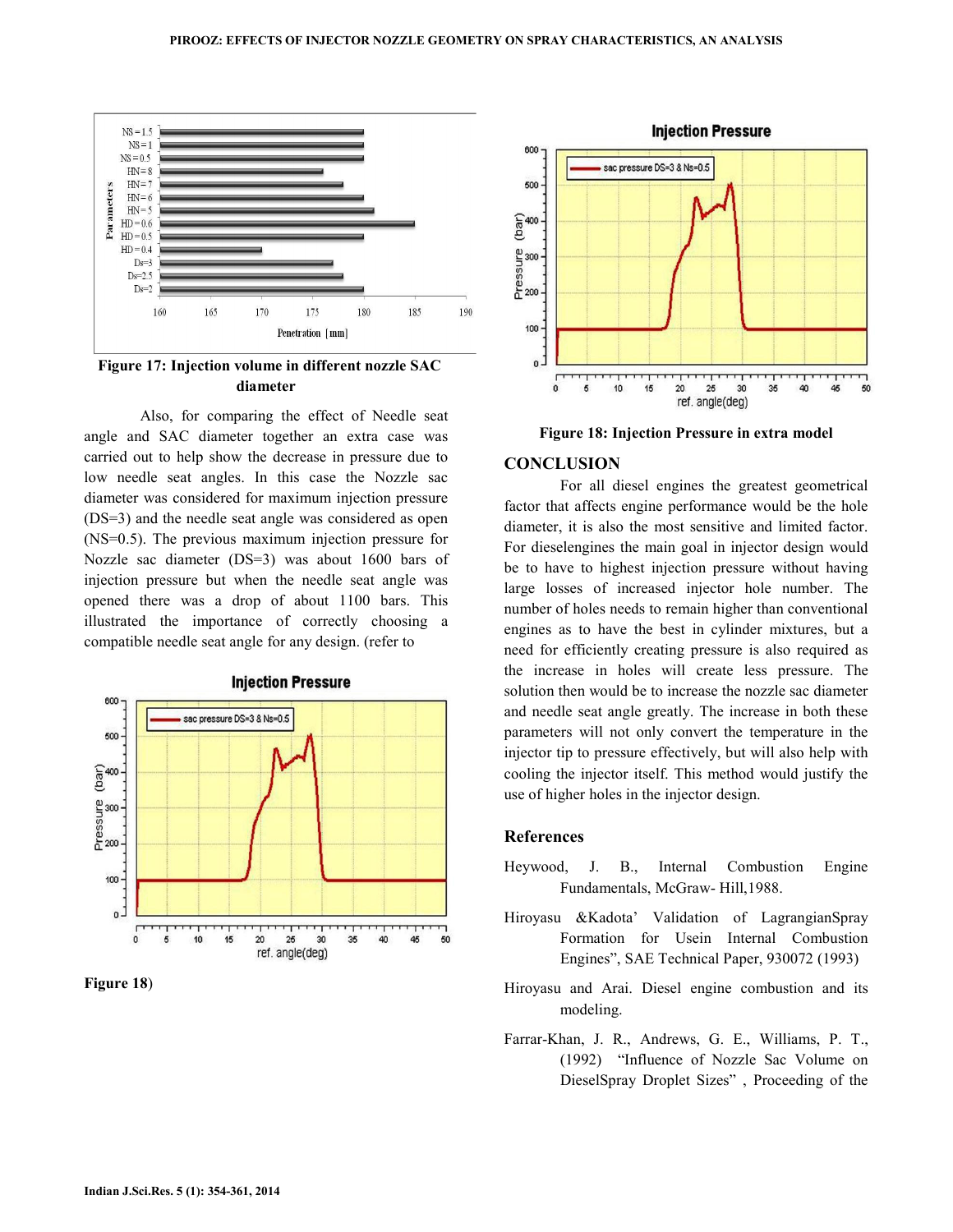Figure 17: Injection volume in different nozzle SAC diameter

Also, for comparing the effect of Needle seat angle and SAC diameter together an extra case was carried out to help show the decrease in pressure due to low needle seat angles. In this case the Nozzle sac diameter was considered for maximum injection pressure (DS=3) and the needle seat angle was considered as open (NS=0.5). The previous maximum injection pressure for Nozzle sac diameter (DS=3) was about 1600 bars of injection pressure but when the needle seat angle was opened there was a drop of about 1100 bars. This illustrated the importance of correctly choosing a compatible needle seat angle for any design. (refer to **Figure 18**)

Figure 18: Injection Pressure in extra model

## CONCLUSION

For all diesel engines the greatest geometrical factor that affects engine performance would be the hole diameter, it is also the most sensitive and limited factor. For dieselengines the main goal in injector design would be to have to highest injection pressure without having large losses of increased injector hole number. The number of holes needs to remain higher than conventional engines as to have the best in cylinder mixtures, but a need for efficiently creating pressure is also required as the increase in holes will create less pressure. The solution then would be to increase the nozzle sac diameter and needle seat angle greatly. The increase in both these parameters will not only convert the temperature in the injector tip to pressure effectively, but will also help with cooling the injector itself. This method would justify the use of higher holes in the injector design.

## References

Heywood, J. B., Internal Combustion Engine Fundamentals, McGraw- Hill,1988.

Hiroyasu &Kadota' Validation of LagrangianSpray Formation for Usein Internal Combustion Engines", SAE Technical Paper, 930072 (1993)

Hiroyasu and Arai. Diesel engine combustion and its modeling.

Farrar-Khan, J. R., Andrews, G. E., Williams, P. T., (1992) "Influence of Nozzle Sac Volume on DieselSpray Droplet Sizes" , Proceeding of the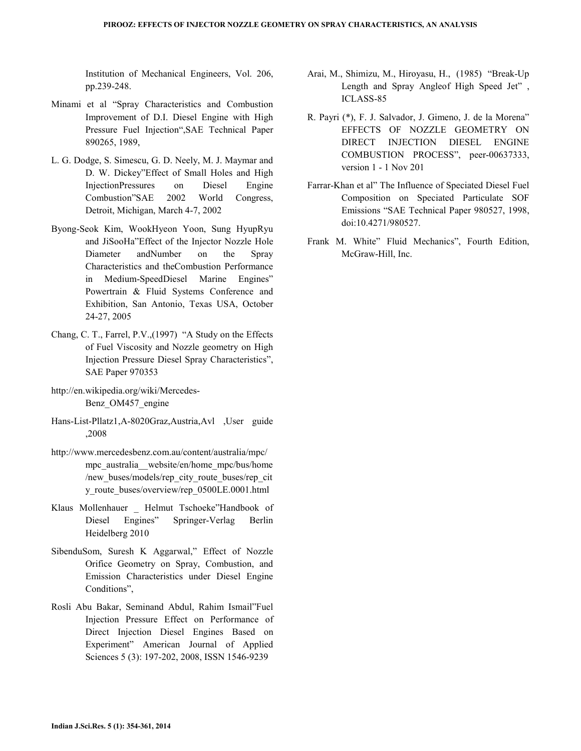Institution of Mechanical Engineers, Vol. 206, pp.239-248.

Minami et al "Spray Characteristics and Combustion Improvement of D.I. Diesel Engine with High Pressure Fuel Injection",SAE Technical Paper 890265, 1989,

L. G. Dodge, S. Simescu, G. D. Neely, M. J. Maymar and D. W. Dickey"Effect of Small Holes and High InjectionPressures on Diesel Engine Combustion"SAE 2002 World Congress, Detroit, Michigan, March 4-7, 2002

Byong-Seok Kim, WookHyeon Yoon, Sung HyupRyu and JiSooHa"Effect of the Injector Nozzle Hole Diameter andNumber on the Spray Characteristics and theCombustion Performance in Medium-SpeedDiesel Marine Engines" Powertrain & Fluid Systems Conference and Exhibition, San Antonio, Texas USA, October 24-27, 2005

Chang, C. T., Farrel, P.V.,(1997) "A Study on the Effects of Fuel Viscosity and Nozzle geometry on High Injection Pressure Diesel Spray Characteristics", SAE Paper 970353

http://en.wikipedia.org/wiki/Mercedes-Benz_OM457_engine

Hans-List-Pllatz1,A-8020Graz,Austria,Avl ,User guide ,2008

http://www.mercedesbenz.com.au/content/australia/mpc/mpc_australia__website/en/home_mpc/bus/home/new_buses/models/rep_city_route_buses/rep_city_route_buses/overview/rep_0500LE.0001.html

Klaus Mollenhauer _ Helmut Tschoeke"Handbook of Diesel Engines" Springer-Verlag Berlin Heidelberg 2010

SibenduSom, Suresh K Aggarwal," Effect of Nozzle Orifice Geometry on Spray, Combustion, and Emission Characteristics under Diesel Engine Conditions",

Rosli Abu Bakar, Seminand Abdul, Rahim Ismail"Fuel Injection Pressure Effect on Performance of Direct Injection Diesel Engines Based on Experiment" American Journal of Applied Sciences 5 (3): 197-202, 2008, ISSN 1546-9239

Arai, M., Shimizu, M., Hiroyasu, H., (1985) "Break-Up Length and Spray Angleof High Speed Jet" , ICLASS-85

R. Payri (*), F. J. Salvador, J. Gimeno, J. de la Morena" EFFECTS OF NOZZLE GEOMETRY ON DIRECT INJECTION DIESEL ENGINE COMBUSTION PROCESS", peer-00637333, version 1 - 1 Nov 201

Farrar-Khan et al" The Influence of Speciated Diesel Fuel Composition on Speciated Particulate SOF Emissions "SAE Technical Paper 980527, 1998, doi:10.4271/980527.

Frank M. White" Fluid Mechanics", Fourth Edition, McGraw-Hill, Inc.